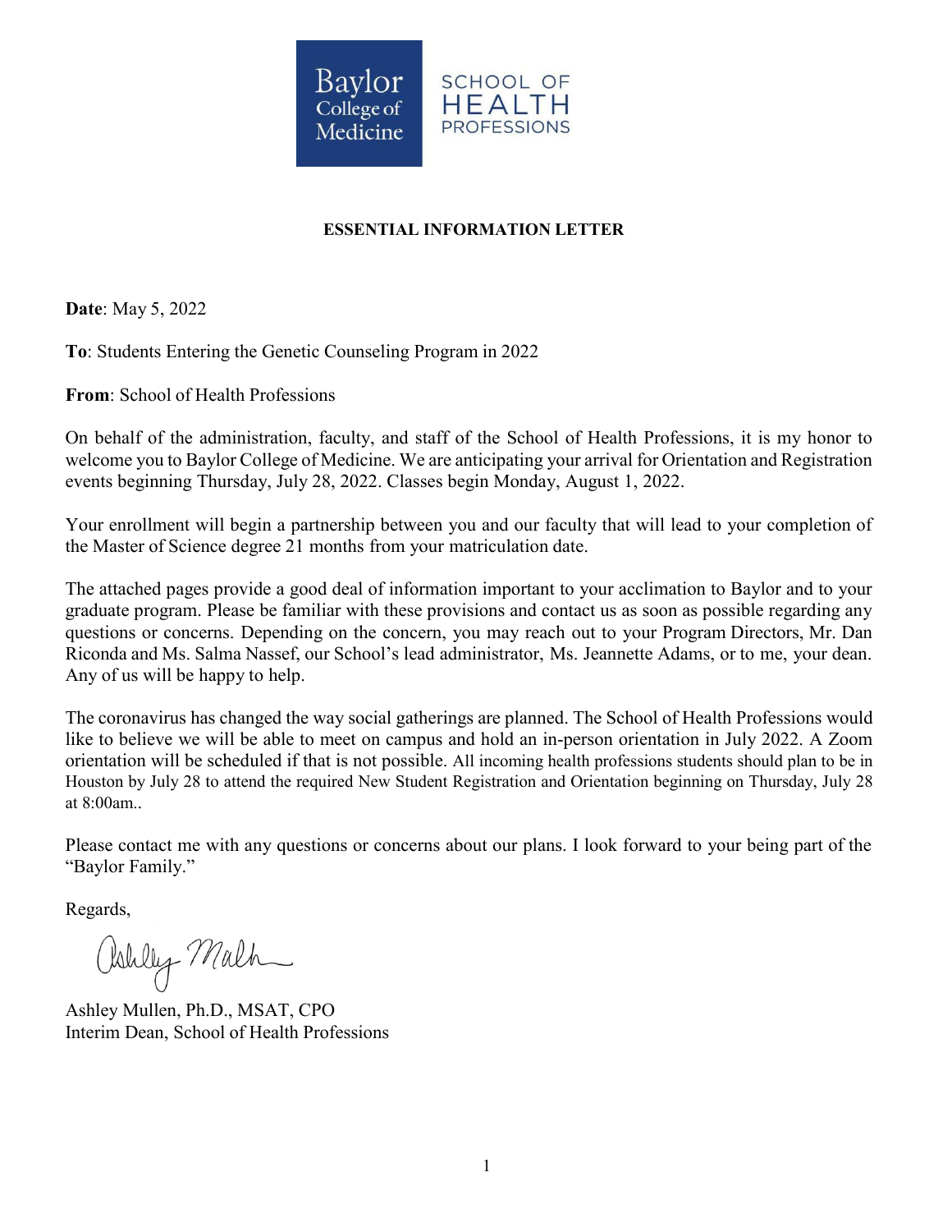Baylor College of Medicine | SCHOOL OF HEALTH PROFESSIONS

**ESSENTIAL INFORMATION LETTER**

**Date**: May 5, 2022

**To**: Students Entering the Genetic Counseling Program in 2022

**From**: School of Health Professions

On behalf of the administration, faculty, and staff of the School of Health Professions, it is my honor to welcome you to Baylor College of Medicine. We are anticipating your arrival for Orientation and Registration events beginning Thursday, July 28, 2022. Classes begin Monday, August 1, 2022.

Your enrollment will begin a partnership between you and our faculty that will lead to your completion of the Master of Science degree 21 months from your matriculation date.

The attached pages provide a good deal of information important to your acclimation to Baylor and to your graduate program. Please be familiar with these provisions and contact us as soon as possible regarding any questions or concerns. Depending on the concern, you may reach out to your Program Directors, Mr. Dan Riconda and Ms. Salma Nassef, our School's lead administrator, Ms. Jeannette Adams, or to me, your dean. Any of us will be happy to help.

The coronavirus has changed the way social gatherings are planned. The School of Health Professions would like to believe we will be able to meet on campus and hold an in-person orientation in July 2022. A Zoom orientation will be scheduled if that is not possible. All incoming health professions students should plan to be in Houston by July 28 to attend the required New Student Registration and Orientation beginning on Thursday, July 28 at 8:00am..

Please contact me with any questions or concerns about our plans. I look forward to your being part of the "Baylor Family."

Regards,

Ashley Mullen, Ph.D., MSAT, CPO
Interim Dean, School of Health Professions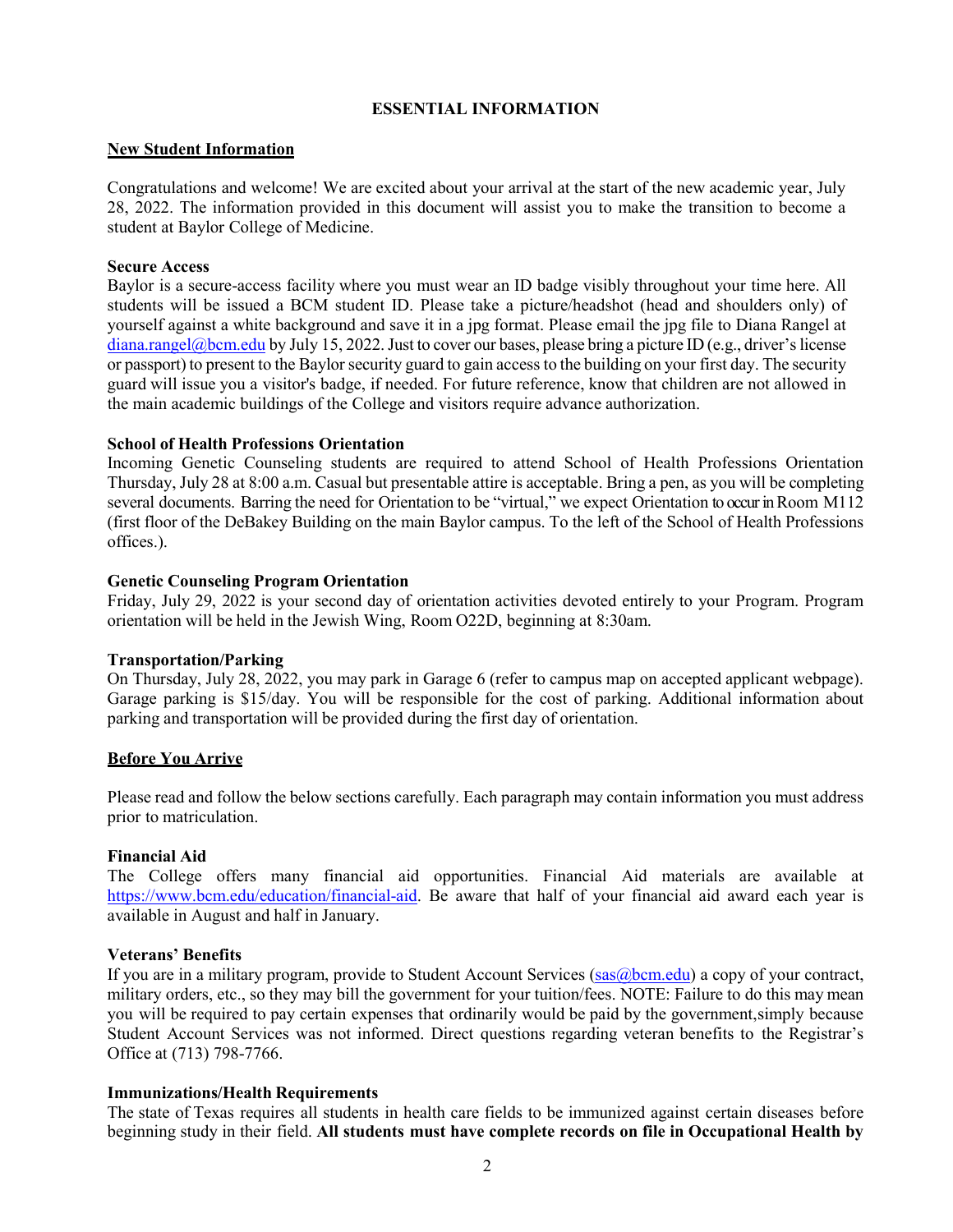# ESSENTIAL INFORMATION

## New Student Information

Congratulations and welcome! We are excited about your arrival at the start of the new academic year, July 28, 2022. The information provided in this document will assist you to make the transition to become a student at Baylor College of Medicine.

### Secure Access

Baylor is a secure-access facility where you must wear an ID badge visibly throughout your time here. All students will be issued a BCM student ID. Please take a picture/headshot (head and shoulders only) of yourself against a white background and save it in a jpg format. Please email the jpg file to Diana Rangel at diana.rangel@bcm.edu by July 15, 2022. Just to cover our bases, please bring a picture ID (e.g., driver's license or passport) to present to the Baylor security guard to gain access to the building on your first day. The security guard will issue you a visitor's badge, if needed. For future reference, know that children are not allowed in the main academic buildings of the College and visitors require advance authorization.

### School of Health Professions Orientation

Incoming Genetic Counseling students are required to attend School of Health Professions Orientation Thursday, July 28 at 8:00 a.m. Casual but presentable attire is acceptable. Bring a pen, as you will be completing several documents. Barring the need for Orientation to be "virtual," we expect Orientation to occur in Room M112 (first floor of the DeBakey Building on the main Baylor campus. To the left of the School of Health Professions offices.).

### Genetic Counseling Program Orientation

Friday, July 29, 2022 is your second day of orientation activities devoted entirely to your Program. Program orientation will be held in the Jewish Wing, Room O22D, beginning at 8:30am.

### Transportation/Parking

On Thursday, July 28, 2022, you may park in Garage 6 (refer to campus map on accepted applicant webpage). Garage parking is $15/day. You will be responsible for the cost of parking. Additional information about parking and transportation will be provided during the first day of orientation.

## Before You Arrive

Please read and follow the below sections carefully. Each paragraph may contain information you must address prior to matriculation.

### Financial Aid

The College offers many financial aid opportunities. Financial Aid materials are available at https://www.bcm.edu/education/financial-aid. Be aware that half of your financial aid award each year is available in August and half in January.

### Veterans' Benefits

If you are in a military program, provide to Student Account Services (sas@bcm.edu) a copy of your contract, military orders, etc., so they may bill the government for your tuition/fees. NOTE: Failure to do this may mean you will be required to pay certain expenses that ordinarily would be paid by the government,simply because Student Account Services was not informed. Direct questions regarding veteran benefits to the Registrar's Office at (713) 798-7766.

### Immunizations/Health Requirements

The state of Texas requires all students in health care fields to be immunized against certain diseases before beginning study in their field. **All students must have complete records on file in Occupational Health by**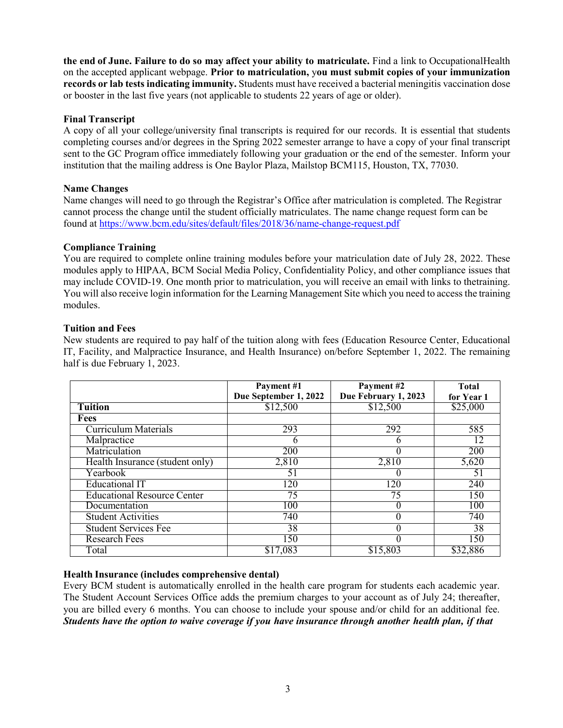**the end of June. Failure to do so may affect your ability to matriculate.** Find a link to OccupationalHealth on the accepted applicant webpage. **Prior to matriculation, you must submit copies of your immunization records or lab tests indicating immunity.** Students must have received a bacterial meningitis vaccination dose or booster in the last five years (not applicable to students 22 years of age or older).

**Final Transcript**

A copy of all your college/university final transcripts is required for our records. It is essential that students completing courses and/or degrees in the Spring 2022 semester arrange to have a copy of your final transcript sent to the GC Program office immediately following your graduation or the end of the semester. Inform your institution that the mailing address is One Baylor Plaza, Mailstop BCM115, Houston, TX, 77030.

**Name Changes**

Name changes will need to go through the Registrar's Office after matriculation is completed. The Registrar cannot process the change until the student officially matriculates. The name change request form can be found at https://www.bcm.edu/sites/default/files/2018/36/name-change-request.pdf

**Compliance Training**

You are required to complete online training modules before your matriculation date of July 28, 2022. These modules apply to HIPAA, BCM Social Media Policy, Confidentiality Policy, and other compliance issues that may include COVID-19. One month prior to matriculation, you will receive an email with links to thetraining. You will also receive login information for the Learning Management Site which you need to access the training modules.

**Tuition and Fees**

New students are required to pay half of the tuition along with fees (Education Resource Center, Educational IT, Facility, and Malpractice Insurance, and Health Insurance) on/before September 1, 2022. The remaining half is due February 1, 2023.

| | Payment #1 Due September 1, 2022 | Payment #2 Due February 1, 2023 | Total for Year 1 |
|---|---|---|---|
| **Tuition** | $12,500 | $12,500 | $25,000 |
| **Fees** | | | |
| Curriculum Materials | 293 | 292 | 585 |
| Malpractice | 6 | 6 | 12 |
| Matriculation | 200 | 0 | 200 |
| Health Insurance (student only) | 2,810 | 2,810 | 5,620 |
| Yearbook | 51 | 0 | 51 |
| Educational IT | 120 | 120 | 240 |
| Educational Resource Center | 75 | 75 | 150 |
| Documentation | 100 | 0 | 100 |
| Student Activities | 740 | 0 | 740 |
| Student Services Fee | 38 | 0 | 38 |
| Research Fees | 150 | 0 | 150 |
| Total | $17,083 | $15,803 | $32,886 |

**Health Insurance (includes comprehensive dental)**

Every BCM student is automatically enrolled in the health care program for students each academic year. The Student Account Services Office adds the premium charges to your account as of July 24; thereafter, you are billed every 6 months. You can choose to include your spouse and/or child for an additional fee. ***Students have the option to waive coverage if you have insurance through another health plan, if that***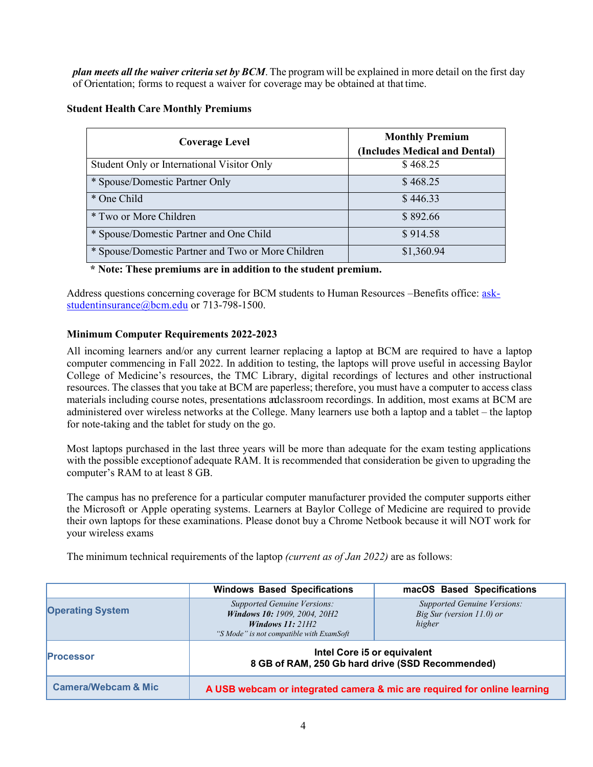***plan meets all the waiver criteria set by BCM***. The program will be explained in more detail on the first day of Orientation; forms to request a waiver for coverage may be obtained at that time.

**Student Health Care Monthly Premiums**

| Coverage Level | Monthly Premium (Includes Medical and Dental) |
|---|---|
| Student Only or International Visitor Only | $ 468.25 |
| * Spouse/Domestic Partner Only | $ 468.25 |
| * One Child | $ 446.33 |
| * Two or More Children | $ 892.66 |
| * Spouse/Domestic Partner and One Child | $ 914.58 |
| * Spouse/Domestic Partner and Two or More Children | $1,360.94 |

**\* Note: These premiums are in addition to the student premium.**

Address questions concerning coverage for BCM students to Human Resources –Benefits office: ask-studentinsurance@bcm.edu or 713-798-1500.

**Minimum Computer Requirements 2022-2023**

All incoming learners and/or any current learner replacing a laptop at BCM are required to have a laptop computer commencing in Fall 2022. In addition to testing, the laptops will prove useful in accessing Baylor College of Medicine's resources, the TMC Library, digital recordings of lectures and other instructional resources. The classes that you take at BCM are paperless; therefore, you must have a computer to access class materials including course notes, presentations andclassroom recordings. In addition, most exams at BCM are administered over wireless networks at the College. Many learners use both a laptop and a tablet – the laptop for note-taking and the tablet for study on the go.

Most laptops purchased in the last three years will be more than adequate for the exam testing applications with the possible exceptionof adequate RAM. It is recommended that consideration be given to upgrading the computer's RAM to at least 8 GB.

The campus has no preference for a particular computer manufacturer provided the computer supports either the Microsoft or Apple operating systems. Learners at Baylor College of Medicine are required to provide their own laptops for these examinations. Please donot buy a Chrome Netbook because it will NOT work for your wireless exams

The minimum technical requirements of the laptop *(current as of Jan 2022)* are as follows:

| | Windows Based Specifications | macOS Based Specifications |
|---|---|---|
| **Operating System** | *Supported Genuine Versions:* ***Windows 10:*** *1909, 2004, 20H2* ***Windows 11:*** *21H2* *"S Mode" is not compatible with ExamSoft* | *Supported Genuine Versions: Big Sur (version 11.0) or higher* |
| **Processor** | **Intel Core i5 or equivalent 8 GB of RAM, 250 Gb hard drive (SSD Recommended)** | |
| **Camera/Webcam & Mic** | **A USB webcam or integrated camera & mic are required for online learning** | |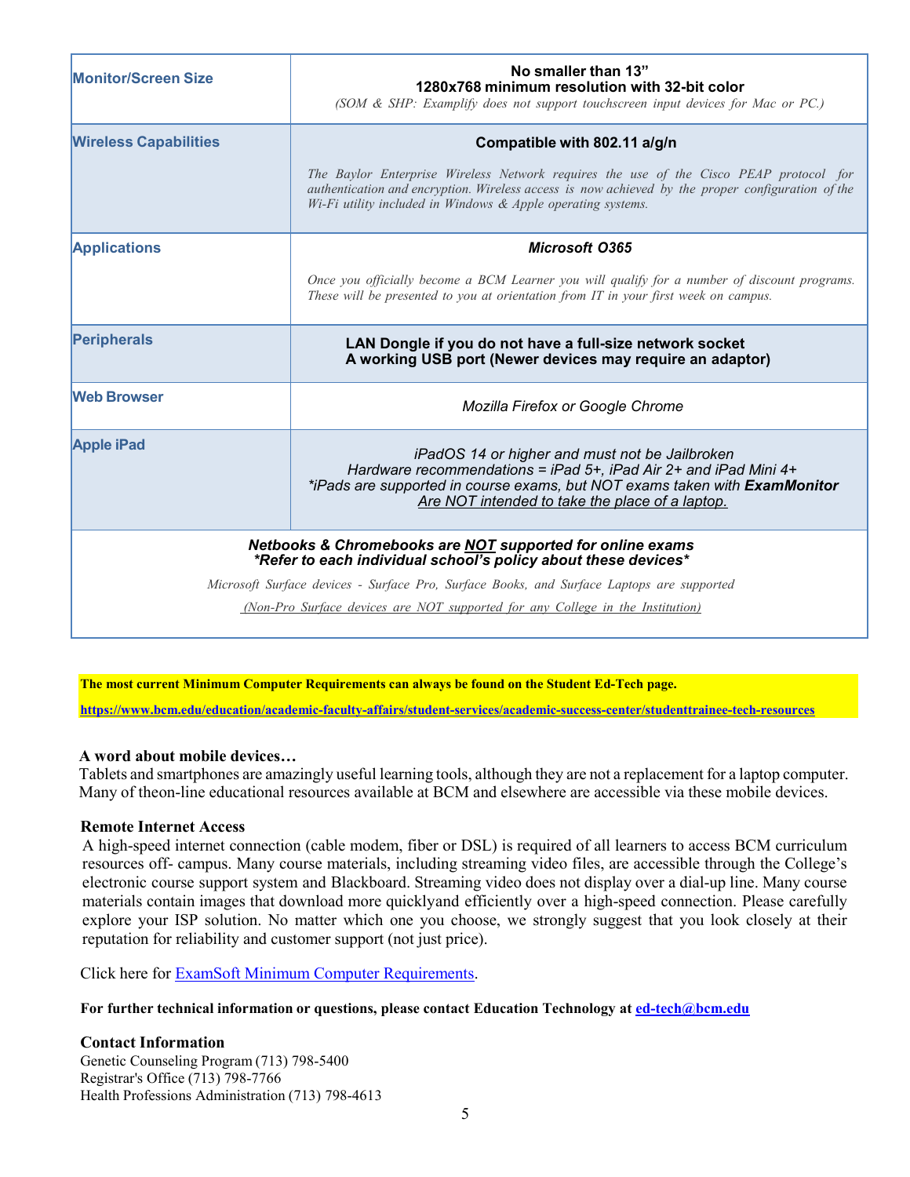| | |
|---|---|
| **Monitor/Screen Size** | **No smaller than 13”**<br>**1280x768 minimum resolution with 32-bit color**<br>*(SOM & SHP: Examplify does not support touchscreen input devices for Mac or PC.)* |
| **Wireless Capabilities** | **Compatible with 802.11 a/g/n**<br>*The Baylor Enterprise Wireless Network requires the use of the Cisco PEAP protocol for authentication and encryption. Wireless access is now achieved by the proper configuration of the Wi-Fi utility included in Windows & Apple operating systems.* |
| **Applications** | ***Microsoft O365***<br>*Once you officially become a BCM Learner you will qualify for a number of discount programs. These will be presented to you at orientation from IT in your first week on campus.* |
| **Peripherals** | **LAN Dongle if you do not have a full-size network socket**<br>**A working USB port (Newer devices may require an adaptor)** |
| **Web Browser** | *Mozilla Firefox or Google Chrome* |
| **Apple iPad** | *iPadOS 14 or higher and must not be Jailbroken*<br>*Hardware recommendations = iPad 5+, iPad Air 2+ and iPad Mini 4+*<br>*\*iPads are supported in course exams, but NOT exams taken with **ExamMonitor***<br>*Are NOT intended to take the place of a laptop.* |

***Netbooks & Chromebooks are NOT supported for online exams***
***\*Refer to each individual school’s policy about these devices\****

*Microsoft Surface devices - Surface Pro, Surface Books, and Surface Laptops are supported*

*(Non-Pro Surface devices are NOT supported for any College in the Institution)*

**The most current Minimum Computer Requirements can always be found on the Student Ed-Tech page.**

**https://www.bcm.edu/education/academic-faculty-affairs/student-services/academic-success-center/studenttrainee-tech-resources**

**A word about mobile devices…**

Tablets and smartphones are amazingly useful learning tools, although they are not a replacement for a laptop computer. Many of theon-line educational resources available at BCM and elsewhere are accessible via these mobile devices.

**Remote Internet Access**

A high-speed internet connection (cable modem, fiber or DSL) is required of all learners to access BCM curriculum resources off- campus. Many course materials, including streaming video files, are accessible through the College’s electronic course support system and Blackboard. Streaming video does not display over a dial-up line. Many course materials contain images that download more quicklyand efficiently over a high-speed connection. Please carefully explore your ISP solution. No matter which one you choose, we strongly suggest that you look closely at their reputation for reliability and customer support (not just price).

Click here for ExamSoft Minimum Computer Requirements.

**For further technical information or questions, please contact Education Technology at ed-tech@bcm.edu**

**Contact Information**

Genetic Counseling Program (713) 798-5400
Registrar's Office (713) 798-7766
Health Professions Administration (713) 798-4613